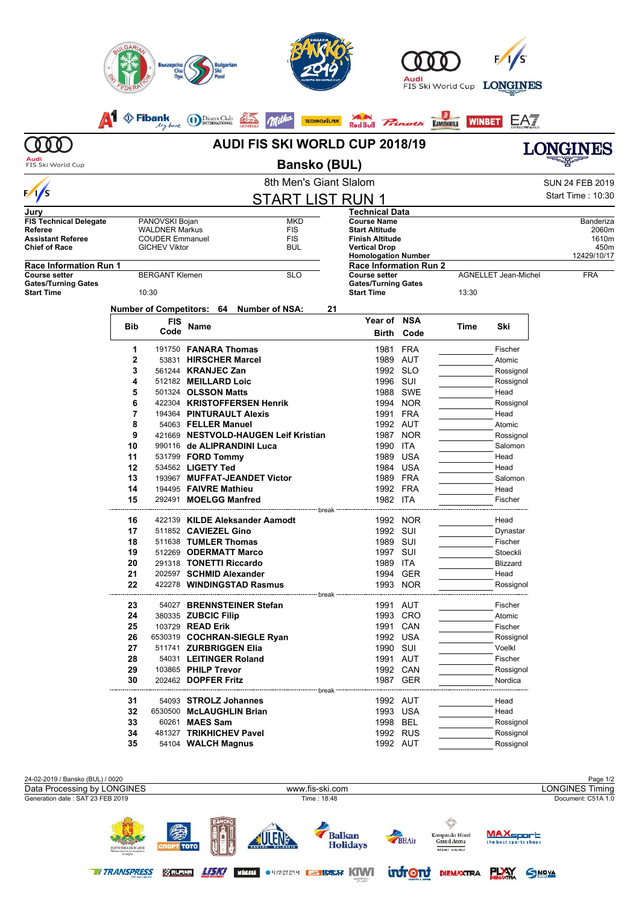# AUDI FIS SKI WORLD CUP 2018/19

## Bansko (BUL)

### 8th Men's Giant Slalom

SUN 24 FEB 2019

Start Time : 10:30

## START LIST RUN 1

| Jury | | |
|---|---|---|
| FIS Technical Delegate | PANOVSKI Bojan | MKD |
| Referee | WALDNER Markus | FIS |
| Assistant Referee | COUDER Emmanuel | FIS |
| Chief of Race | GICHEV Viktor | BUL |

| Technical Data | |
|---|---|
| Course Name | Banderiza |
| Start Altitude | 2060m |
| Finish Altitude | 1610m |
| Vertical Drop | 450m |
| Homologation Number | 12429/10/17 |

| Race Information Run 1 | | |
|---|---|---|
| Course setter | BERGANT Klemen | SLO |
| Gates/Turning Gates | | |
| Start Time | 10:30 | |

| Race Information Run 2 | | |
|---|---|---|
| Course setter | AGNELLET Jean-Michel | FRA |
| Gates/Turning Gates | | |
| Start Time | 13:30 | |

Number of Competitors: 64 Number of NSA: 21

| Bib | FIS Code | Name | Year of Birth | NSA Code | Time | Ski |
|---|---|---|---|---|---|---|
| 1 | 191750 | **FANARA Thomas** | 1981 | FRA | | Fischer |
| 2 | 53831 | **HIRSCHER Marcel** | 1989 | AUT | | Atomic |
| 3 | 561244 | **KRANJEC Zan** | 1992 | SLO | | Rossignol |
| 4 | 512182 | **MEILLARD Loic** | 1996 | SUI | | Rossignol |
| 5 | 501324 | **OLSSON Matts** | 1988 | SWE | | Head |
| 6 | 422304 | **KRISTOFFERSEN Henrik** | 1994 | NOR | | Rossignol |
| 7 | 194364 | **PINTURAULT Alexis** | 1991 | FRA | | Head |
| 8 | 54063 | **FELLER Manuel** | 1992 | AUT | | Atomic |
| 9 | 421669 | **NESTVOLD-HAUGEN Leif Kristian** | 1987 | NOR | | Rossignol |
| 10 | 990116 | **de ALIPRANDINI Luca** | 1990 | ITA | | Salomon |
| 11 | 531799 | **FORD Tommy** | 1989 | USA | | Head |
| 12 | 534562 | **LIGETY Ted** | 1984 | USA | | Head |
| 13 | 193967 | **MUFFAT-JEANDET Victor** | 1989 | FRA | | Salomon |
| 14 | 194495 | **FAIVRE Mathieu** | 1992 | FRA | | Head |
| 15 | 292491 | **MOELGG Manfred** | 1982 | ITA | | Fischer |
| | | break | | | | |
| 16 | 422139 | **KILDE Aleksander Aamodt** | 1992 | NOR | | Head |
| 17 | 511852 | **CAVIEZEL Gino** | 1992 | SUI | | Dynastar |
| 18 | 511638 | **TUMLER Thomas** | 1989 | SUI | | Fischer |
| 19 | 512269 | **ODERMATT Marco** | 1997 | SUI | | Stoeckli |
| 20 | 291318 | **TONETTI Riccardo** | 1989 | ITA | | Blizzard |
| 21 | 202597 | **SCHMID Alexander** | 1994 | GER | | Head |
| 22 | 422278 | **WINDINGSTAD Rasmus** | 1993 | NOR | | Rossignol |
| | | break | | | | |
| 23 | 54027 | **BRENNSTEINER Stefan** | 1991 | AUT | | Fischer |
| 24 | 380335 | **ZUBCIC Filip** | 1993 | CRO | | Atomic |
| 25 | 103729 | **READ Erik** | 1991 | CAN | | Fischer |
| 26 | 6530319 | **COCHRAN-SIEGLE Ryan** | 1992 | USA | | Rossignol |
| 27 | 511741 | **ZURBRIGGEN Elia** | 1990 | SUI | | Voelkl |
| 28 | 54031 | **LEITINGER Roland** | 1991 | AUT | | Fischer |
| 29 | 103865 | **PHILP Trevor** | 1992 | CAN | | Rossignol |
| 30 | 202462 | **DOPFER Fritz** | 1987 | GER | | Nordica |
| | | break | | | | |
| 31 | 54093 | **STROLZ Johannes** | 1992 | AUT | | Head |
| 32 | 6530500 | **McLAUGHLIN Brian** | 1993 | USA | | Head |
| 33 | 60261 | **MAES Sam** | 1998 | BEL | | Rossignol |
| 34 | 481327 | **TRIKHICHEV Pavel** | 1992 | RUS | | Rossignol |
| 35 | 54104 | **WALCH Magnus** | 1992 | AUT | | Rossignol |

24-02-2019 / Bansko (BUL) / 0020

Data Processing by LONGINES — www.fis-ski.com — LONGINES Timing

Generation date : SAT 23 FEB 2019 — Time : 18:48 — Document: C51A 1.0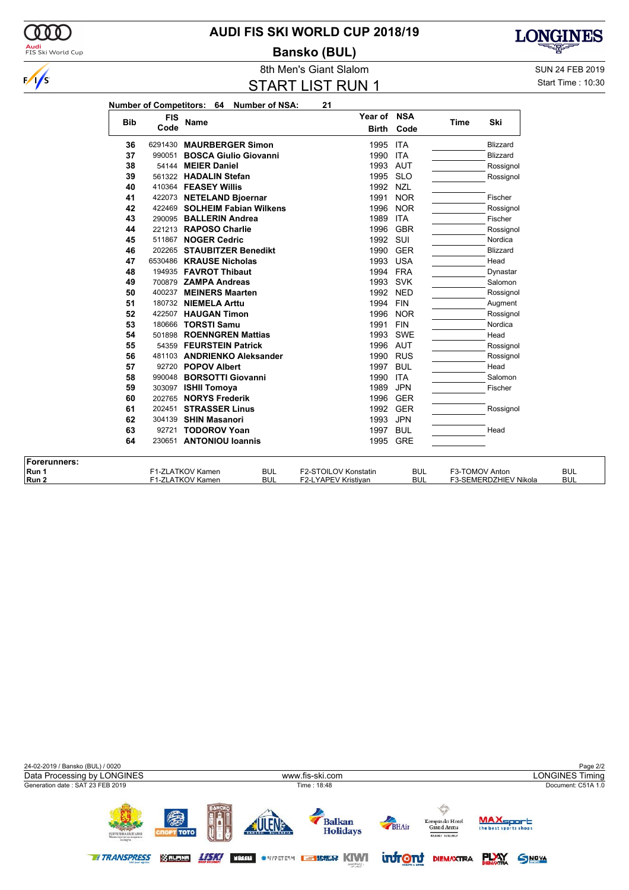# AUDI FIS SKI WORLD CUP 2018/19

## Bansko (BUL)

8th Men's Giant Slalom

SUN 24 FEB 2019

## START LIST RUN 1

Start Time : 10:30

**Number of Competitors: 64 Number of NSA: 21**

| Bib | FIS Code | Name | Year of Birth | NSA Code | Time | Ski |
|---|---|---|---|---|---|---|
| 36 | 6291430 | **MAURBERGER Simon** | 1995 | ITA | | Blizzard |
| 37 | 990051 | **BOSCA Giulio Giovanni** | 1990 | ITA | | Blizzard |
| 38 | 54144 | **MEIER Daniel** | 1993 | AUT | | Rossignol |
| 39 | 561322 | **HADALIN Stefan** | 1995 | SLO | | Rossignol |
| 40 | 410364 | **FEASEY Willis** | 1992 | NZL | | |
| 41 | 422073 | **NETELAND Bjoernar** | 1991 | NOR | | Fischer |
| 42 | 422469 | **SOLHEIM Fabian Wilkens** | 1996 | NOR | | Rossignol |
| 43 | 290095 | **BALLERIN Andrea** | 1989 | ITA | | Fischer |
| 44 | 221213 | **RAPOSO Charlie** | 1996 | GBR | | Rossignol |
| 45 | 511867 | **NOGER Cedric** | 1992 | SUI | | Nordica |
| 46 | 202265 | **STAUBITZER Benedikt** | 1990 | GER | | Blizzard |
| 47 | 6530486 | **KRAUSE Nicholas** | 1993 | USA | | Head |
| 48 | 194935 | **FAVROT Thibaut** | 1994 | FRA | | Dynastar |
| 49 | 700879 | **ZAMPA Andreas** | 1993 | SVK | | Salomon |
| 50 | 400237 | **MEINERS Maarten** | 1992 | NED | | Rossignol |
| 51 | 180732 | **NIEMELA Arttu** | 1994 | FIN | | Augment |
| 52 | 422507 | **HAUGAN Timon** | 1996 | NOR | | Rossignol |
| 53 | 180666 | **TORSTI Samu** | 1991 | FIN | | Nordica |
| 54 | 501898 | **ROENNGREN Mattias** | 1993 | SWE | | Head |
| 55 | 54359 | **FEURSTEIN Patrick** | 1996 | AUT | | Rossignol |
| 56 | 481103 | **ANDRIENKO Aleksander** | 1990 | RUS | | Rossignol |
| 57 | 92720 | **POPOV Albert** | 1997 | BUL | | Head |
| 58 | 990048 | **BORSOTTI Giovanni** | 1990 | ITA | | Salomon |
| 59 | 303097 | **ISHII Tomoya** | 1989 | JPN | | Fischer |
| 60 | 202765 | **NORYS Frederik** | 1996 | GER | | |
| 61 | 202451 | **STRASSER Linus** | 1992 | GER | | Rossignol |
| 62 | 304139 | **SHIN Masanori** | 1993 | JPN | | |
| 63 | 92721 | **TODOROV Yoan** | 1997 | BUL | | Head |
| 64 | 230651 | **ANTONIOU Ioannis** | 1995 | GRE | | |

**Forerunners:**

| | | | | | | |
|---|---|---|---|---|---|---|
| **Run 1** | F1-ZLATKOV Kamen | BUL | F2-STOILOV Konstatin | BUL | F3-TOMOV Anton | BUL |
| **Run 2** | F1-ZLATKOV Kamen | BUL | F2-LYAPEV Kristiyan | BUL | F3-SEMERDZHIEV Nikola | BUL |

24-02-2019 / Bansko (BUL) / 0020

Data Processing by LONGINES — www.fis-ski.com — LONGINES Timing

Generation date : SAT 23 FEB 2019 — Time : 18:48 — Document: C51A 1.0